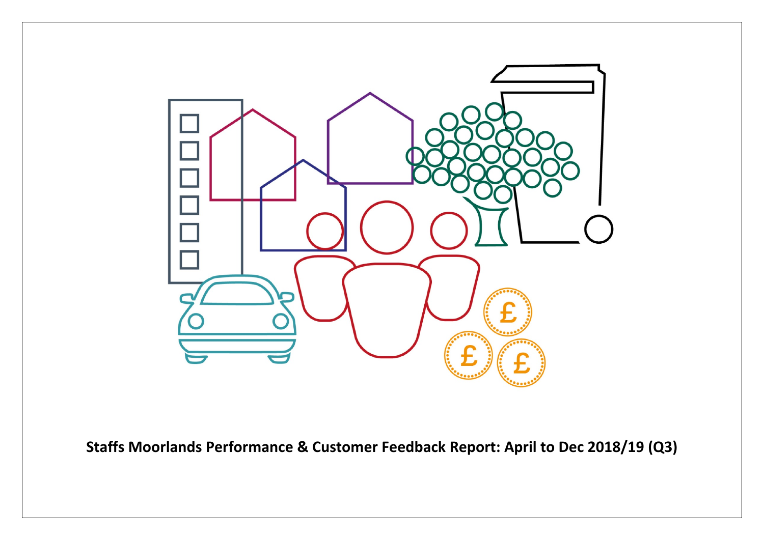**Staffs Moorlands Performance & Customer Feedback Report: April to Dec 2018/19 (Q3)**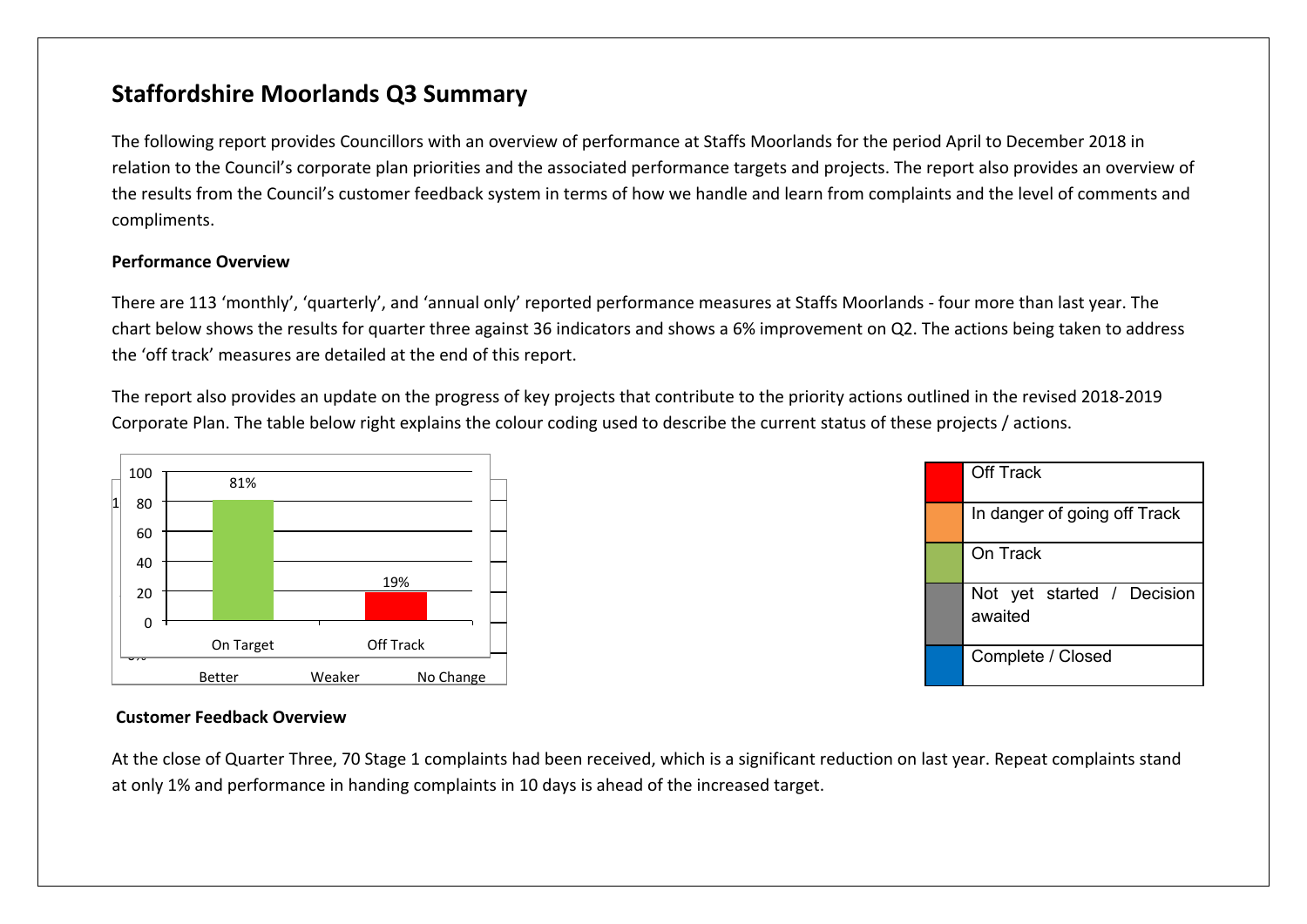# Staffordshire Moorlands Q3 Summary

The following report provides Councillors with an overview of performance at Staffs Moorlands for the period April to December 2018 in relation to the Council's corporate plan priorities and the associated performance targets and projects. The report also provides an overview of the results from the Council's customer feedback system in terms of how we handle and learn from complaints and the level of comments and compliments.

**Performance Overview**

There are 113 'monthly', 'quarterly', and 'annual only' reported performance measures at Staffs Moorlands - four more than last year. The chart below shows the results for quarter three against 36 indicators and shows a 6% improvement on Q2. The actions being taken to address the 'off track' measures are detailed at the end of this report.

The report also provides an update on the progress of key projects that contribute to the priority actions outlined in the revised 2018-2019 Corporate Plan. The table below right explains the colour coding used to describe the current status of these projects / actions.

| Status | Percentage |
| --- | --- |
| On Target | 81% |
| Off Track | 19% |

| Colour | Status |
| --- | --- |
| Red | Off Track |
| Orange | In danger of going off Track |
| Green | On Track |
| Grey | Not yet started / Decision awaited |
| Blue | Complete / Closed |

**Customer Feedback Overview**

At the close of Quarter Three, 70 Stage 1 complaints had been received, which is a significant reduction on last year. Repeat complaints stand at only 1% and performance in handing complaints in 10 days is ahead of the increased target.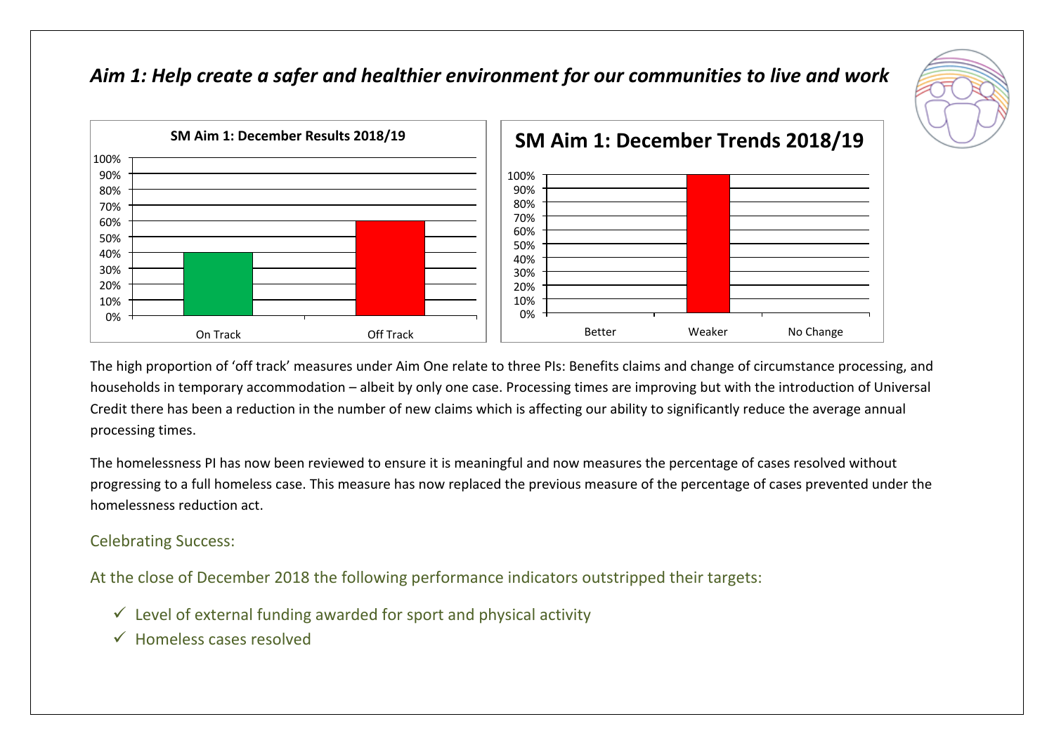## *Aim 1: Help create a safer and healthier environment for our communities to live and work*

**SM Aim 1: December Results 2018/19**

| | On Track | Off Track |
|---|---|---|
| % | 40% | 60% |

**SM Aim 1: December Trends 2018/19**

| | Better | Weaker | No Change |
|---|---|---|---|
| % | 0% | 100% | 0% |

The high proportion of 'off track' measures under Aim One relate to three PIs: Benefits claims and change of circumstance processing, and households in temporary accommodation – albeit by only one case. Processing times are improving but with the introduction of Universal Credit there has been a reduction in the number of new claims which is affecting our ability to significantly reduce the average annual processing times.

The homelessness PI has now been reviewed to ensure it is meaningful and now measures the percentage of cases resolved without progressing to a full homeless case. This measure has now replaced the previous measure of the percentage of cases prevented under the homelessness reduction act.

### Celebrating Success:

At the close of December 2018 the following performance indicators outstripped their targets:

- ✓ Level of external funding awarded for sport and physical activity
- ✓ Homeless cases resolved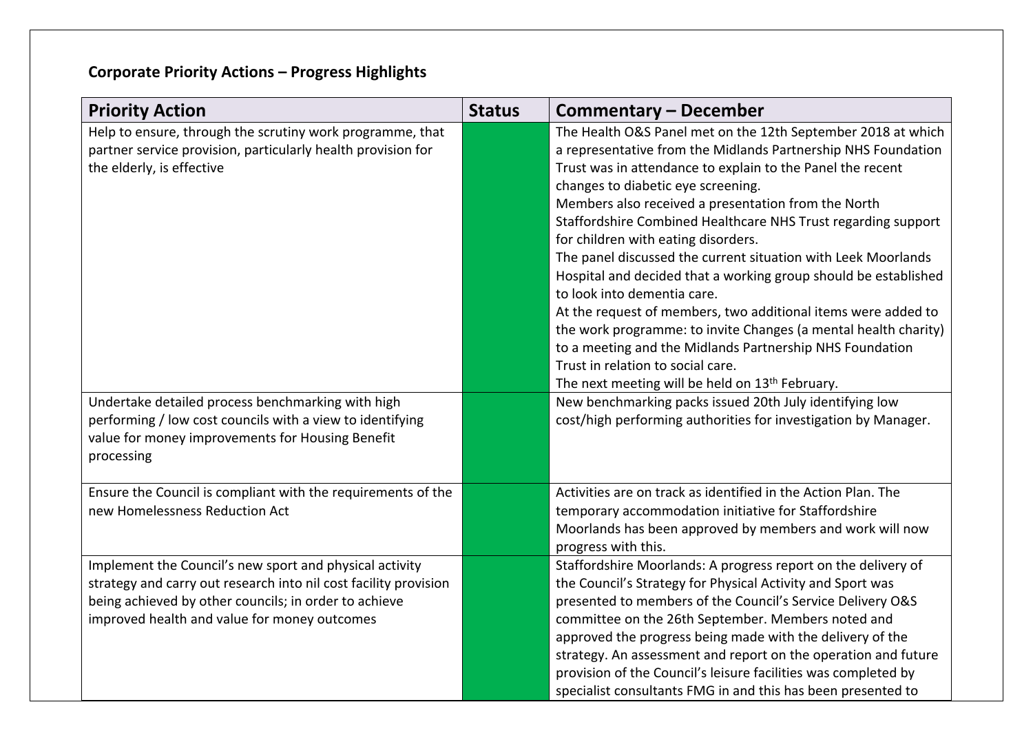**Corporate Priority Actions – Progress Highlights**

| Priority Action | Status | Commentary – December |
|---|---|---|
| Help to ensure, through the scrutiny work programme, that partner service provision, particularly health provision for the elderly, is effective | | The Health O&S Panel met on the 12th September 2018 at which a representative from the Midlands Partnership NHS Foundation Trust was in attendance to explain to the Panel the recent changes to diabetic eye screening.<br>Members also received a presentation from the North Staffordshire Combined Healthcare NHS Trust regarding support for children with eating disorders.<br>The panel discussed the current situation with Leek Moorlands Hospital and decided that a working group should be established to look into dementia care.<br>At the request of members, two additional items were added to the work programme: to invite Changes (a mental health charity) to a meeting and the Midlands Partnership NHS Foundation Trust in relation to social care.<br>The next meeting will be held on 13th February. |
| Undertake detailed process benchmarking with high performing / low cost councils with a view to identifying value for money improvements for Housing Benefit processing | | New benchmarking packs issued 20th July identifying low cost/high performing authorities for investigation by Manager. |
| Ensure the Council is compliant with the requirements of the new Homelessness Reduction Act | | Activities are on track as identified in the Action Plan. The temporary accommodation initiative for Staffordshire Moorlands has been approved by members and work will now progress with this. |
| Implement the Council's new sport and physical activity strategy and carry out research into nil cost facility provision being achieved by other councils; in order to achieve improved health and value for money outcomes | | Staffordshire Moorlands: A progress report on the delivery of the Council's Strategy for Physical Activity and Sport was presented to members of the Council's Service Delivery O&S committee on the 26th September. Members noted and approved the progress being made with the delivery of the strategy. An assessment and report on the operation and future provision of the Council's leisure facilities was completed by specialist consultants FMG in and this has been presented to |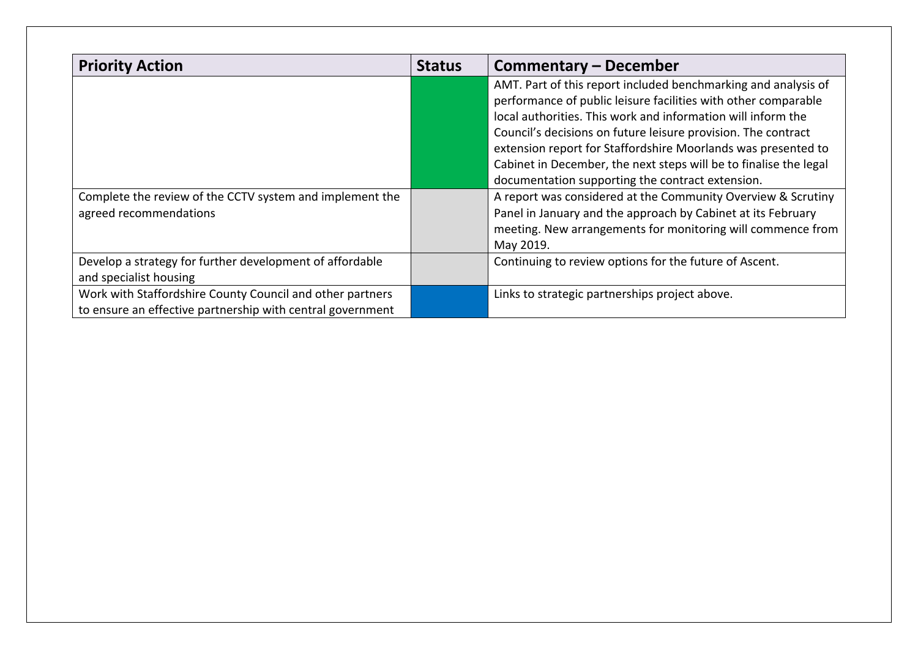| Priority Action | Status | Commentary – December |
|---|---|---|
| | | AMT. Part of this report included benchmarking and analysis of performance of public leisure facilities with other comparable local authorities. This work and information will inform the Council's decisions on future leisure provision. The contract extension report for Staffordshire Moorlands was presented to Cabinet in December, the next steps will be to finalise the legal documentation supporting the contract extension. |
| Complete the review of the CCTV system and implement the agreed recommendations | | A report was considered at the Community Overview & Scrutiny Panel in January and the approach by Cabinet at its February meeting. New arrangements for monitoring will commence from May 2019. |
| Develop a strategy for further development of affordable and specialist housing | | Continuing to review options for the future of Ascent. |
| Work with Staffordshire County Council and other partners to ensure an effective partnership with central government | | Links to strategic partnerships project above. |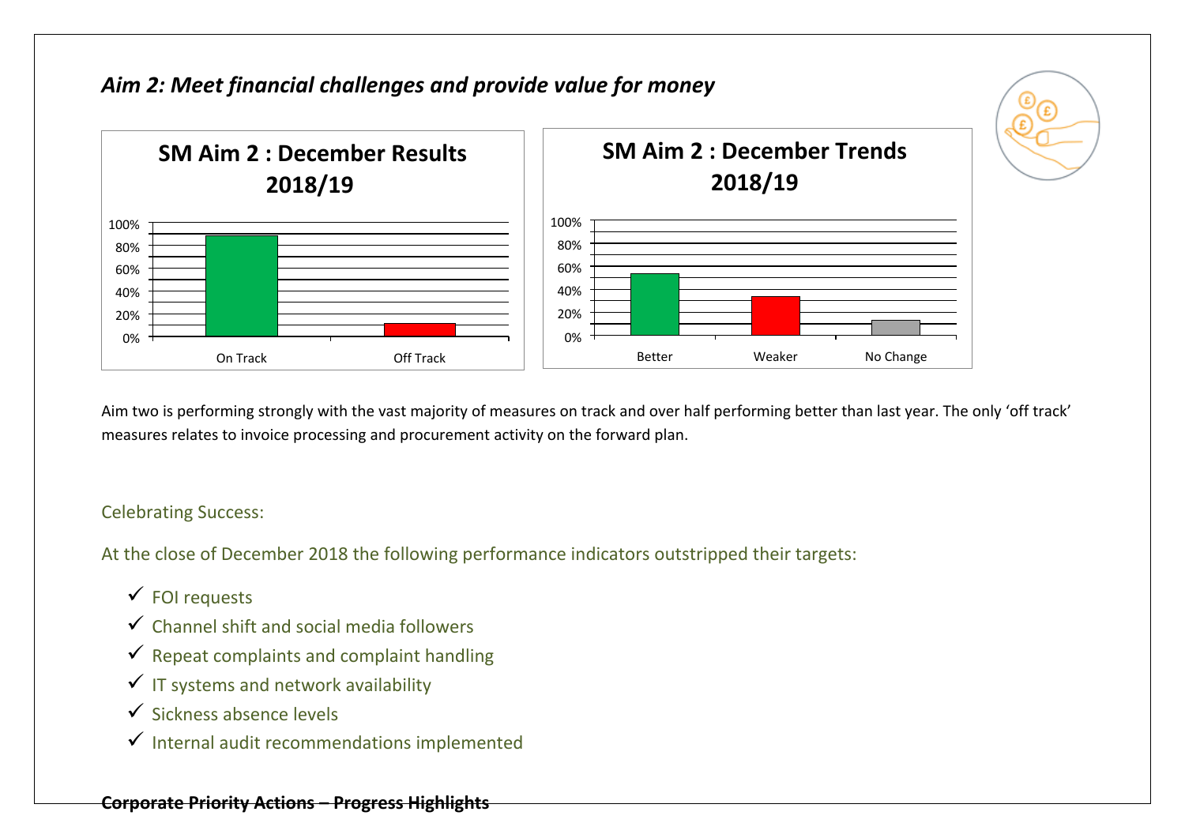## *Aim 2: Meet financial challenges and provide value for money*

**SM Aim 2 : December Results 2018/19**

**SM Aim 2 : December Trends 2018/19**

Aim two is performing strongly with the vast majority of measures on track and over half performing better than last year. The only 'off track' measures relates to invoice processing and procurement activity on the forward plan.

Celebrating Success:

At the close of December 2018 the following performance indicators outstripped their targets:

- ✓ FOI requests
- ✓ Channel shift and social media followers
- ✓ Repeat complaints and complaint handling
- ✓ IT systems and network availability
- ✓ Sickness absence levels
- ✓ Internal audit recommendations implemented

**Corporate Priority Actions – Progress Highlights**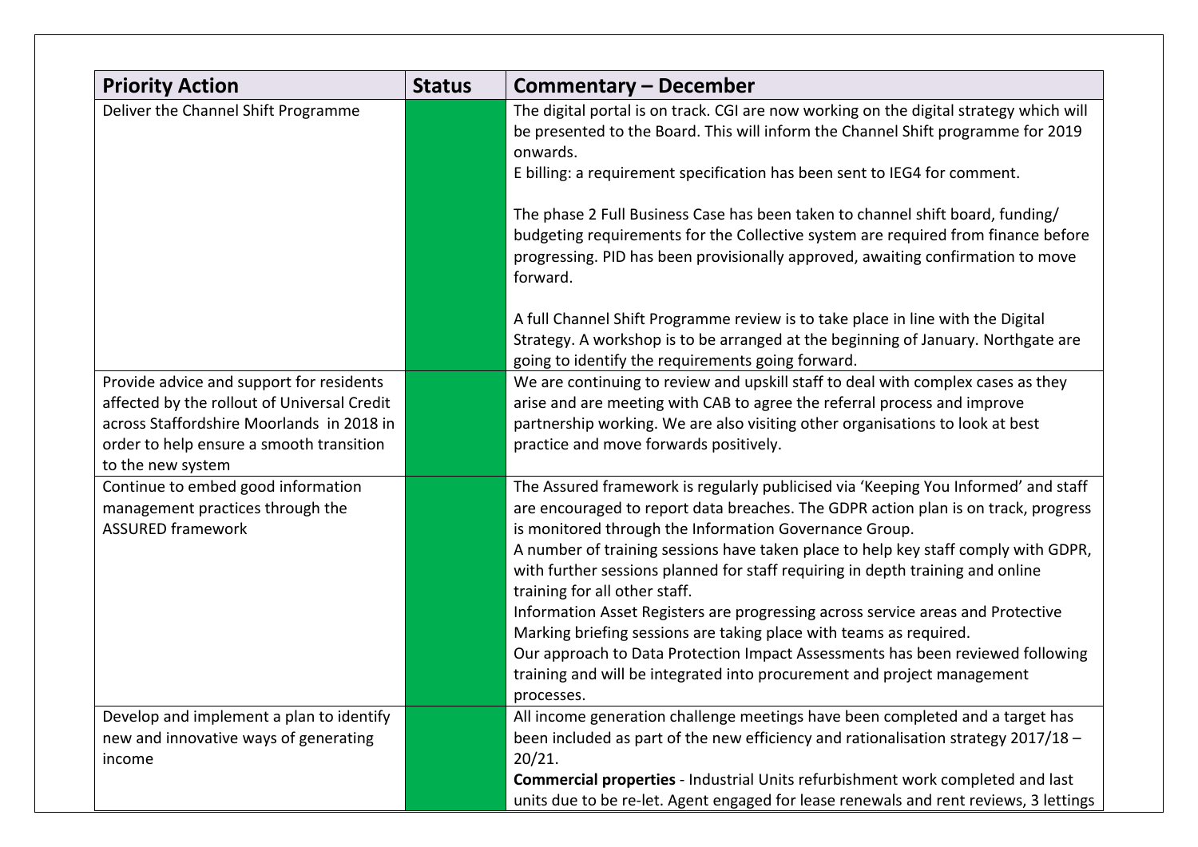| Priority Action | Status | Commentary – December |
| --- | --- | --- |
| Deliver the Channel Shift Programme | | The digital portal is on track. CGI are now working on the digital strategy which will be presented to the Board. This will inform the Channel Shift programme for 2019 onwards.<br>E billing: a requirement specification has been sent to IEG4 for comment.<br><br>The phase 2 Full Business Case has been taken to channel shift board, funding/ budgeting requirements for the Collective system are required from finance before progressing. PID has been provisionally approved, awaiting confirmation to move forward.<br><br>A full Channel Shift Programme review is to take place in line with the Digital Strategy. A workshop is to be arranged at the beginning of January. Northgate are going to identify the requirements going forward. |
| Provide advice and support for residents affected by the rollout of Universal Credit across Staffordshire Moorlands in 2018 in order to help ensure a smooth transition to the new system | | We are continuing to review and upskill staff to deal with complex cases as they arise and are meeting with CAB to agree the referral process and improve partnership working. We are also visiting other organisations to look at best practice and move forwards positively. |
| Continue to embed good information management practices through the ASSURED framework | | The Assured framework is regularly publicised via 'Keeping You Informed' and staff are encouraged to report data breaches. The GDPR action plan is on track, progress is monitored through the Information Governance Group.<br>A number of training sessions have taken place to help key staff comply with GDPR, with further sessions planned for staff requiring in depth training and online training for all other staff.<br>Information Asset Registers are progressing across service areas and Protective Marking briefing sessions are taking place with teams as required.<br>Our approach to Data Protection Impact Assessments has been reviewed following training and will be integrated into procurement and project management processes. |
| Develop and implement a plan to identify new and innovative ways of generating income | | All income generation challenge meetings have been completed and a target has been included as part of the new efficiency and rationalisation strategy 2017/18 – 20/21.<br>**Commercial properties** - Industrial Units refurbishment work completed and last units due to be re-let. Agent engaged for lease renewals and rent reviews, 3 lettings |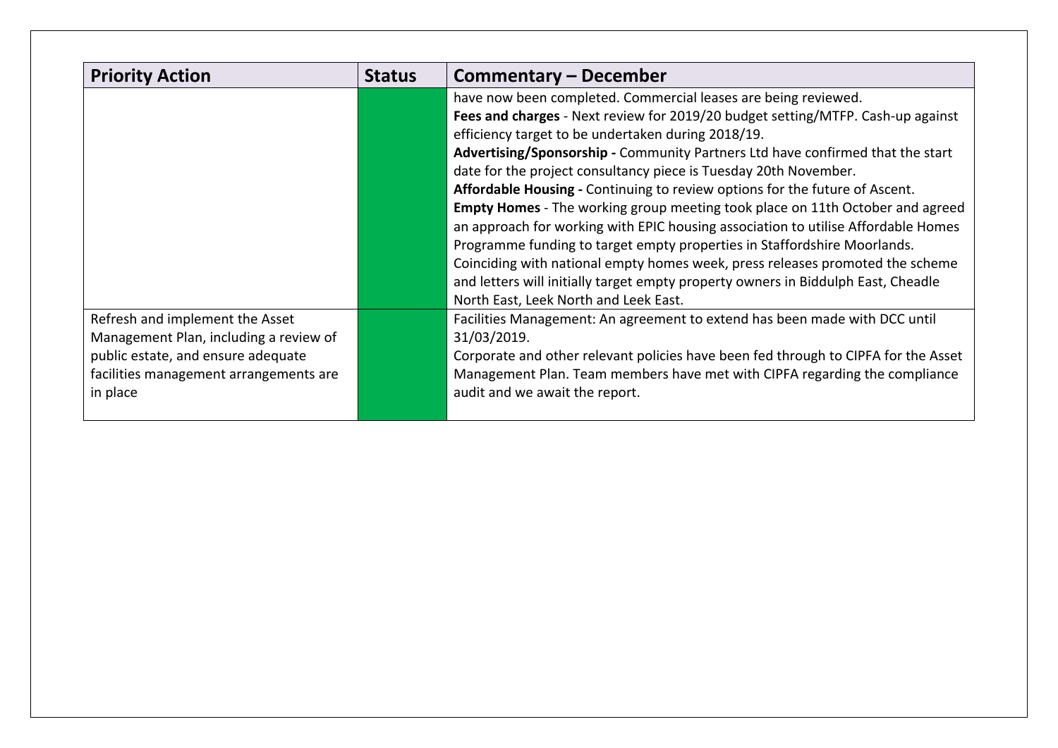| Priority Action | Status | Commentary – December |
| --- | --- | --- |
| | | have now been completed. Commercial leases are being reviewed.<br>**Fees and charges** - Next review for 2019/20 budget setting/MTFP. Cash-up against efficiency target to be undertaken during 2018/19.<br>**Advertising/Sponsorship -** Community Partners Ltd have confirmed that the start date for the project consultancy piece is Tuesday 20th November.<br>**Affordable Housing -** Continuing to review options for the future of Ascent.<br>**Empty Homes** - The working group meeting took place on 11th October and agreed an approach for working with EPIC housing association to utilise Affordable Homes Programme funding to target empty properties in Staffordshire Moorlands. Coinciding with national empty homes week, press releases promoted the scheme and letters will initially target empty property owners in Biddulph East, Cheadle North East, Leek North and Leek East. |
| Refresh and implement the Asset Management Plan, including a review of public estate, and ensure adequate facilities management arrangements are in place | | Facilities Management: An agreement to extend has been made with DCC until 31/03/2019.<br>Corporate and other relevant policies have been fed through to CIPFA for the Asset Management Plan. Team members have met with CIPFA regarding the compliance audit and we await the report. |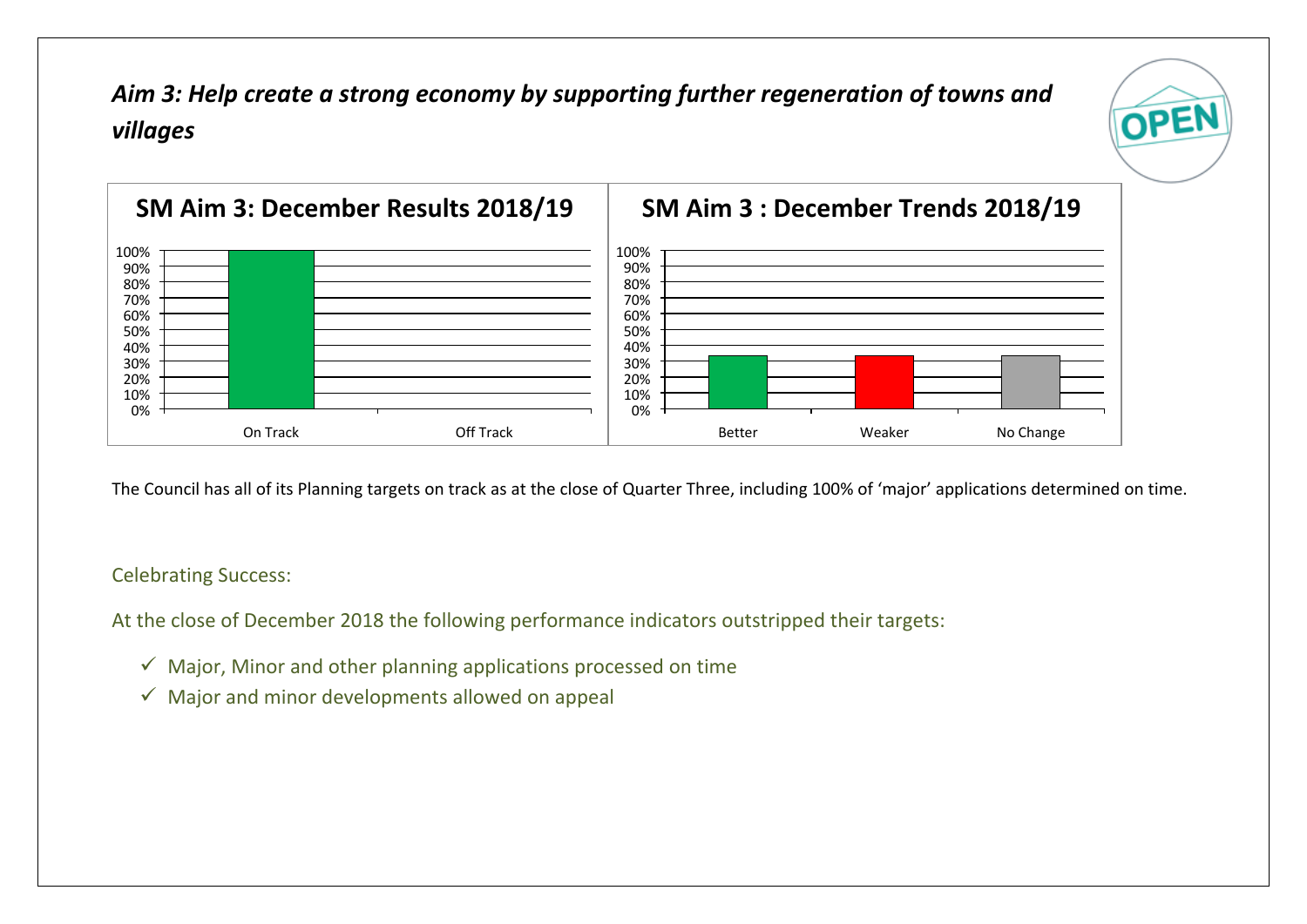## *Aim 3: Help create a strong economy by supporting further regeneration of towns and villages*

**SM Aim 3: December Results 2018/19**

**SM Aim 3 : December Trends 2018/19**

The Council has all of its Planning targets on track as at the close of Quarter Three, including 100% of 'major' applications determined on time.

Celebrating Success:

At the close of December 2018 the following performance indicators outstripped their targets:

- ✓ Major, Minor and other planning applications processed on time
- ✓ Major and minor developments allowed on appeal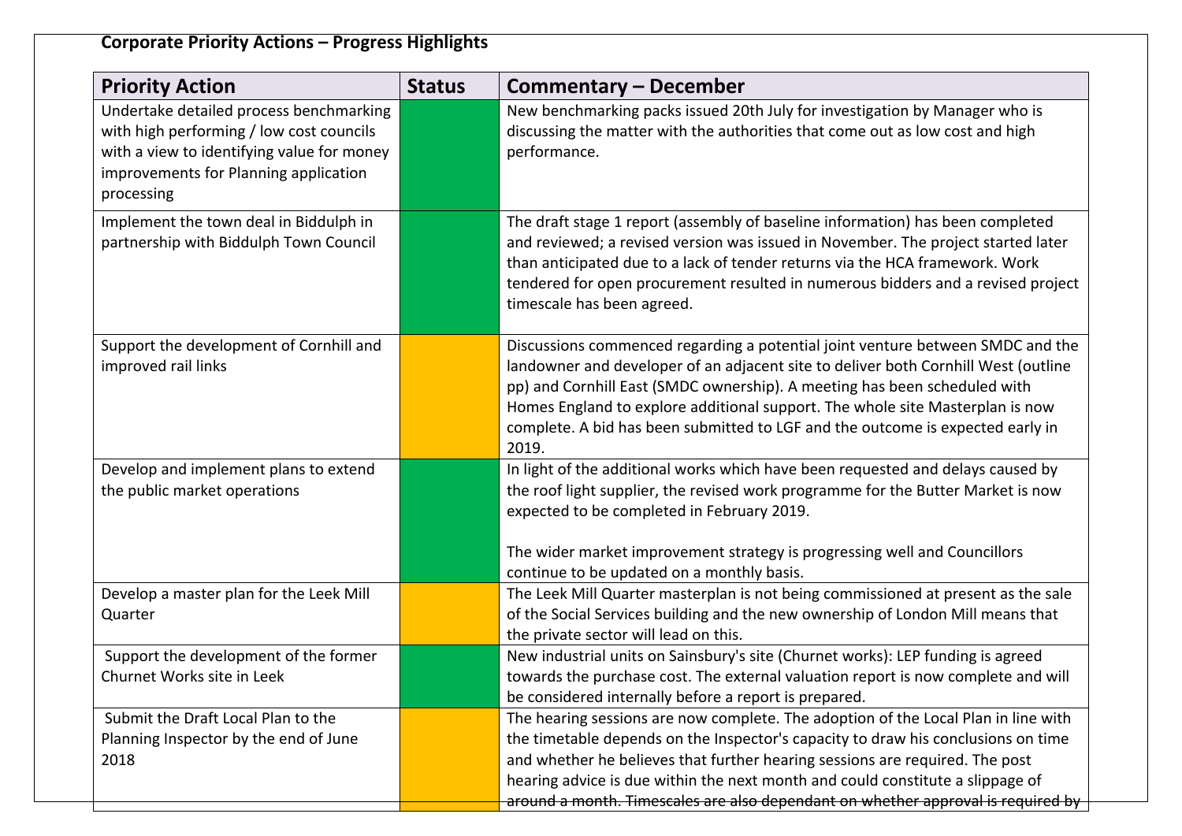**Corporate Priority Actions – Progress Highlights**

| Priority Action | Status | Commentary – December |
|---|---|---|
| Undertake detailed process benchmarking with high performing / low cost councils with a view to identifying value for money improvements for Planning application processing | | New benchmarking packs issued 20th July for investigation by Manager who is discussing the matter with the authorities that come out as low cost and high performance. |
| Implement the town deal in Biddulph in partnership with Biddulph Town Council | | The draft stage 1 report (assembly of baseline information) has been completed and reviewed; a revised version was issued in November. The project started later than anticipated due to a lack of tender returns via the HCA framework. Work tendered for open procurement resulted in numerous bidders and a revised project timescale has been agreed. |
| Support the development of Cornhill and improved rail links | | Discussions commenced regarding a potential joint venture between SMDC and the landowner and developer of an adjacent site to deliver both Cornhill West (outline pp) and Cornhill East (SMDC ownership). A meeting has been scheduled with Homes England to explore additional support. The whole site Masterplan is now complete. A bid has been submitted to LGF and the outcome is expected early in 2019. |
| Develop and implement plans to extend the public market operations | | In light of the additional works which have been requested and delays caused by the roof light supplier, the revised work programme for the Butter Market is now expected to be completed in February 2019.<br><br>The wider market improvement strategy is progressing well and Councillors continue to be updated on a monthly basis. |
| Develop a master plan for the Leek Mill Quarter | | The Leek Mill Quarter masterplan is not being commissioned at present as the sale of the Social Services building and the new ownership of London Mill means that the private sector will lead on this. |
| Support the development of the former Churnet Works site in Leek | | New industrial units on Sainsbury's site (Churnet works): LEP funding is agreed towards the purchase cost. The external valuation report is now complete and will be considered internally before a report is prepared. |
| Submit the Draft Local Plan to the Planning Inspector by the end of June 2018 | | The hearing sessions are now complete. The adoption of the Local Plan in line with the timetable depends on the Inspector's capacity to draw his conclusions on time and whether he believes that further hearing sessions are required. The post hearing advice is due within the next month and could constitute a slippage of around a month. Timescales are also dependant on whether approval is required by |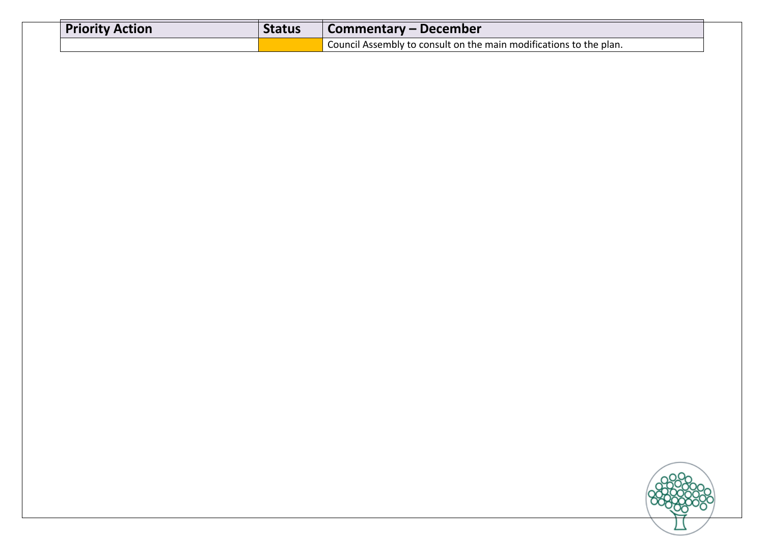| Priority Action | Status | Commentary – December |
| --- | --- | --- |
| | | Council Assembly to consult on the main modifications to the plan. |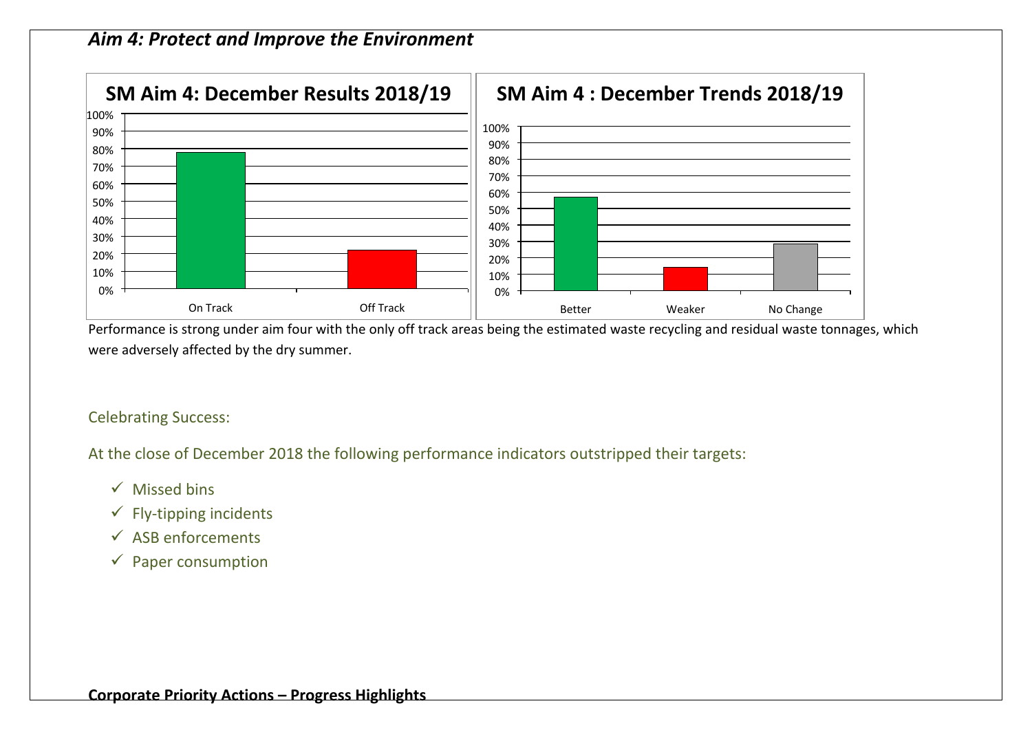***Aim 4: Protect and Improve the Environment***

**SM Aim 4: December Results 2018/19**

| Category | Value |
|---|---|
| On Track | ~78% |
| Off Track | ~22% |

**SM Aim 4 : December Trends 2018/19**

| Category | Value |
|---|---|
| Better | ~57% |
| Weaker | ~14% |
| No Change | ~29% |

Performance is strong under aim four with the only off track areas being the estimated waste recycling and residual waste tonnages, which were adversely affected by the dry summer.

Celebrating Success:

At the close of December 2018 the following performance indicators outstripped their targets:

- ✓ Missed bins
- ✓ Fly-tipping incidents
- ✓ ASB enforcements
- ✓ Paper consumption

**Corporate Priority Actions – Progress Highlights**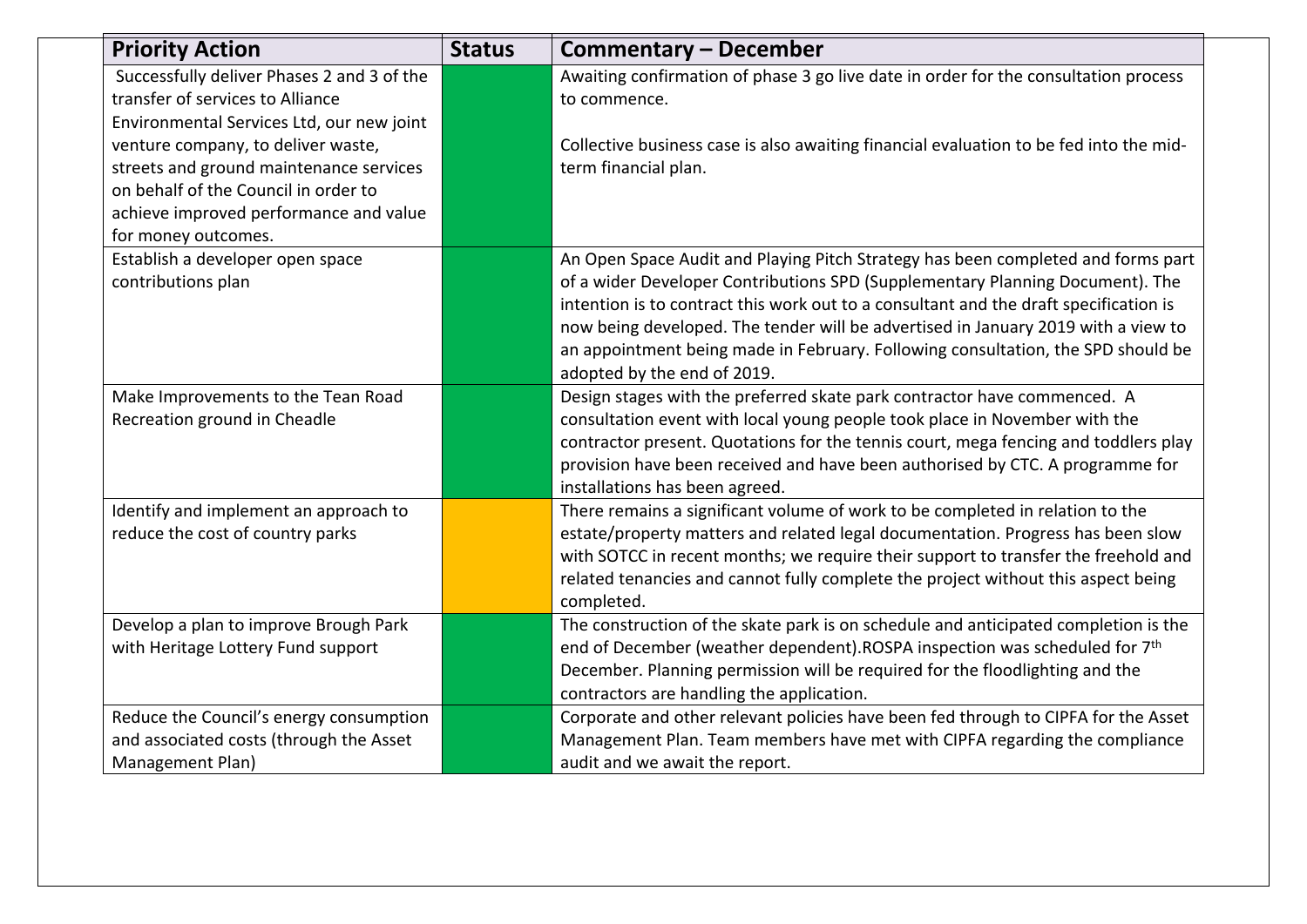| Priority Action | Status | Commentary – December |
| --- | --- | --- |
| Successfully deliver Phases 2 and 3 of the transfer of services to Alliance Environmental Services Ltd, our new joint venture company, to deliver waste, streets and ground maintenance services on behalf of the Council in order to achieve improved performance and value for money outcomes. | | Awaiting confirmation of phase 3 go live date in order for the consultation process to commence.<br><br>Collective business case is also awaiting financial evaluation to be fed into the mid-term financial plan. |
| Establish a developer open space contributions plan | | An Open Space Audit and Playing Pitch Strategy has been completed and forms part of a wider Developer Contributions SPD (Supplementary Planning Document). The intention is to contract this work out to a consultant and the draft specification is now being developed. The tender will be advertised in January 2019 with a view to an appointment being made in February. Following consultation, the SPD should be adopted by the end of 2019. |
| Make Improvements to the Tean Road Recreation ground in Cheadle | | Design stages with the preferred skate park contractor have commenced. A consultation event with local young people took place in November with the contractor present. Quotations for the tennis court, mega fencing and toddlers play provision have been received and have been authorised by CTC. A programme for installations has been agreed. |
| Identify and implement an approach to reduce the cost of country parks | | There remains a significant volume of work to be completed in relation to the estate/property matters and related legal documentation. Progress has been slow with SOTCC in recent months; we require their support to transfer the freehold and related tenancies and cannot fully complete the project without this aspect being completed. |
| Develop a plan to improve Brough Park with Heritage Lottery Fund support | | The construction of the skate park is on schedule and anticipated completion is the end of December (weather dependent).ROSPA inspection was scheduled for 7th December. Planning permission will be required for the floodlighting and the contractors are handling the application. |
| Reduce the Council's energy consumption and associated costs (through the Asset Management Plan) | | Corporate and other relevant policies have been fed through to CIPFA for the Asset Management Plan. Team members have met with CIPFA regarding the compliance audit and we await the report. |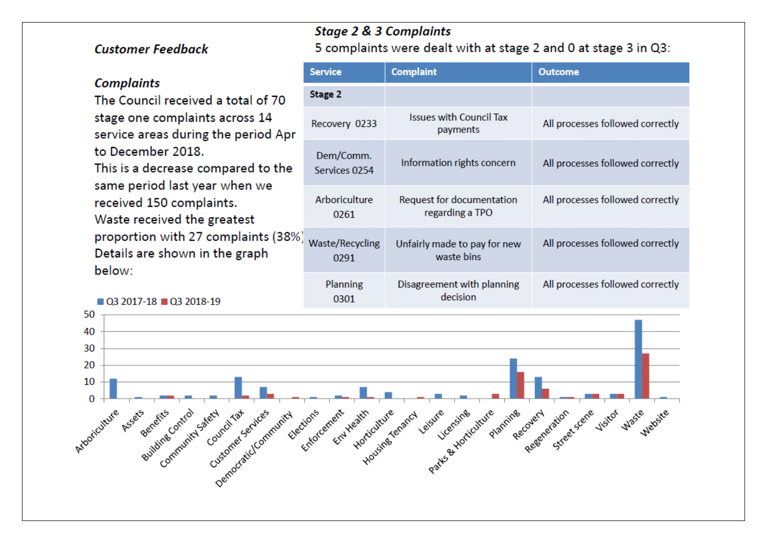### *Customer Feedback*

### *Complaints*

The Council received a total of 70 stage one complaints across 14 service areas during the period Apr to December 2018.

This is a decrease compared to the same period last year when we received 150 complaints.

Waste received the greatest proportion with 27 complaints (38%) Details are shown in the graph below:

■ Q3 2017-18 ■ Q3 2018-19

Arboriculture, Assets, Benefits, Building Control, Community Safety, Council Tax, Customer Services, Democratic/Community, Elections, Enforcement, Env Health, Horticulture, Housing Tenancy, Leisure, Licensing, Parks & Horticulture, Planning, Recovery, Regeneration, Street scene, Visitor, Waste, Website

### *Stage 2 & 3 Complaints*

5 complaints were dealt with at stage 2 and 0 at stage 3 in Q3:

| Service | Complaint | Outcome |
|---|---|---|
| **Stage 2** | | |
| Recovery 0233 | Issues with Council Tax payments | All processes followed correctly |
| Dem/Comm. Services 0254 | Information rights concern | All processes followed correctly |
| Arboriculture 0261 | Request for documentation regarding a TPO | All processes followed correctly |
| Waste/Recycling 0291 | Unfairly made to pay for new waste bins | All processes followed correctly |
| Planning 0301 | Disagreement with planning decision | All processes followed correctly |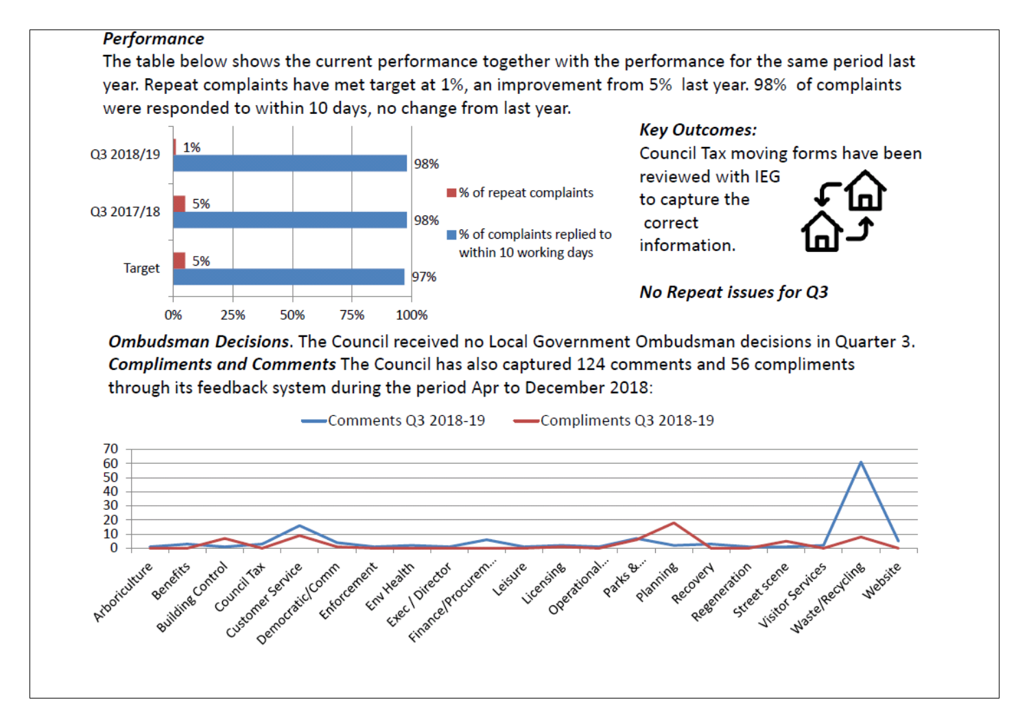***Performance***

The table below shows the current performance together with the performance for the same period last year. Repeat complaints have met target at 1%, an improvement from 5% last year. 98% of complaints were responded to within 10 days, no change from last year.

| | % of repeat complaints | % of complaints replied to within 10 working days |
|---|---|---|
| Q3 2018/19 | 1% | 98% |
| Q3 2017/18 | 5% | 98% |
| Target | 5% | 97% |

***Key Outcomes:***

Council Tax moving forms have been reviewed with IEG to capture the correct information.

***No Repeat issues for Q3***

***Ombudsman Decisions.*** The Council received no Local Government Ombudsman decisions in Quarter 3.

***Compliments and Comments*** The Council has also captured 124 comments and 56 compliments through its feedback system during the period Apr to December 2018:

Comments Q3 2018-19 — Compliments Q3 2018-19

Arboriculture, Benefits, Building Control, Council Tax, Customer Service, Democratic/Comm, Enforcement, Env Health, Exec / Director, Finance/Procurem..., Leisure, Licensing, Operational..., Parks &..., Planning, Recovery, Regeneration, Street scene, Visitor Services, Waste/Recycling, Website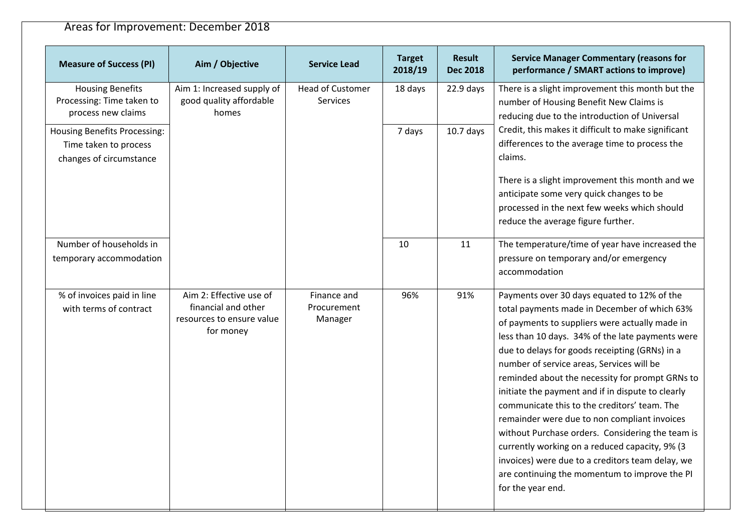Areas for Improvement: December 2018

| Measure of Success (PI) | Aim / Objective | Service Lead | Target 2018/19 | Result Dec 2018 | Service Manager Commentary (reasons for performance / SMART actions to improve) |
|---|---|---|---|---|---|
| Housing Benefits Processing: Time taken to process new claims | Aim 1: Increased supply of good quality affordable homes | Head of Customer Services | 18 days | 22.9 days | There is a slight improvement this month but the number of Housing Benefit New Claims is reducing due to the introduction of Universal Credit, this makes it difficult to make significant differences to the average time to process the claims. |
| Housing Benefits Processing: Time taken to process changes of circumstance | | | 7 days | 10.7 days | There is a slight improvement this month and we anticipate some very quick changes to be processed in the next few weeks which should reduce the average figure further. |
| Number of households in temporary accommodation | | | 10 | 11 | The temperature/time of year have increased the pressure on temporary and/or emergency accommodation |
| % of invoices paid in line with terms of contract | Aim 2: Effective use of financial and other resources to ensure value for money | Finance and Procurement Manager | 96% | 91% | Payments over 30 days equated to 12% of the total payments made in December of which 63% of payments to suppliers were actually made in less than 10 days. 34% of the late payments were due to delays for goods receipting (GRNs) in a number of service areas, Services will be reminded about the necessity for prompt GRNs to initiate the payment and if in dispute to clearly communicate this to the creditors' team. The remainder were due to non compliant invoices without Purchase orders. Considering the team is currently working on a reduced capacity, 9% (3 invoices) were due to a creditors team delay, we are continuing the momentum to improve the PI for the year end. |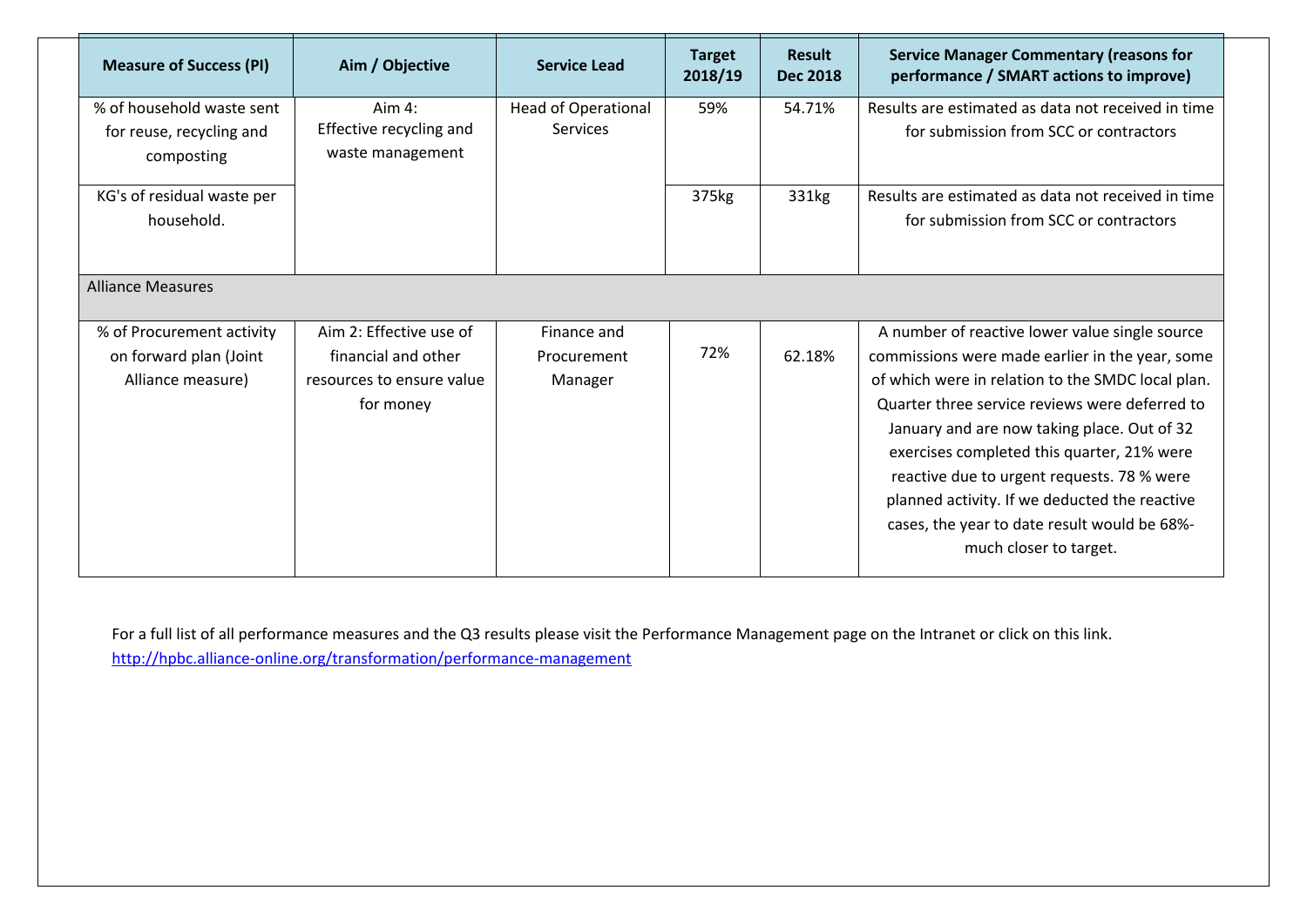| Measure of Success (PI) | Aim / Objective | Service Lead | Target 2018/19 | Result Dec 2018 | Service Manager Commentary (reasons for performance / SMART actions to improve) |
|---|---|---|---|---|---|
| % of household waste sent for reuse, recycling and composting | Aim 4: Effective recycling and waste management | Head of Operational Services | 59% | 54.71% | Results are estimated as data not received in time for submission from SCC or contractors |
| KG's of residual waste per household. | | | 375kg | 331kg | Results are estimated as data not received in time for submission from SCC or contractors |
| Alliance Measures | | | | | |
| % of Procurement activity on forward plan (Joint Alliance measure) | Aim 2: Effective use of financial and other resources to ensure value for money | Finance and Procurement Manager | 72% | 62.18% | A number of reactive lower value single source commissions were made earlier in the year, some of which were in relation to the SMDC local plan. Quarter three service reviews were deferred to January and are now taking place. Out of 32 exercises completed this quarter, 21% were reactive due to urgent requests. 78 % were planned activity. If we deducted the reactive cases, the year to date result would be 68%- much closer to target. |

For a full list of all performance measures and the Q3 results please visit the Performance Management page on the Intranet or click on this link. http://hpbc.alliance-online.org/transformation/performance-management